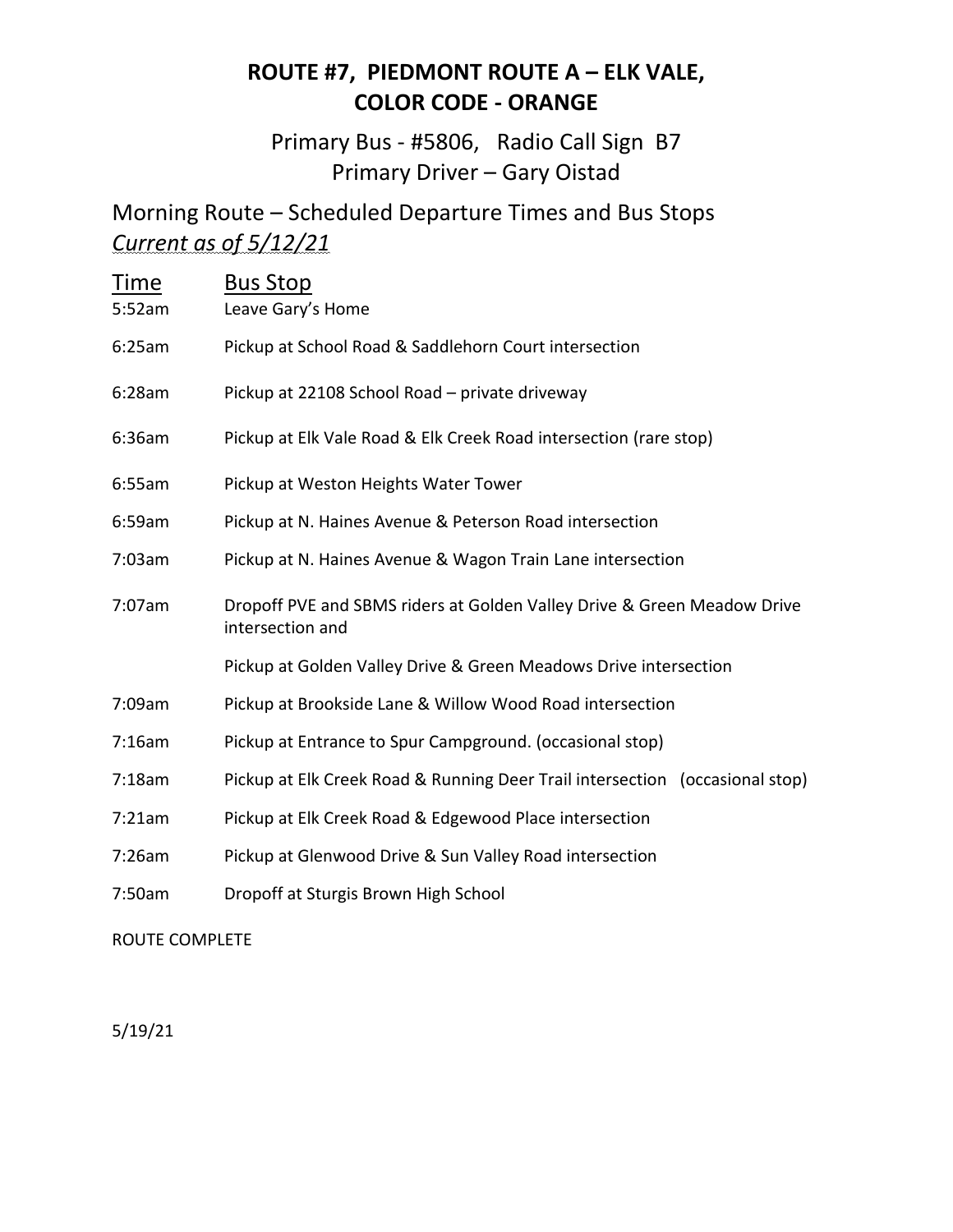# ROUTE #7, PIEDMONT ROUTE A – ELK VALE, COLOR CODE - ORANGE

## Primary Bus - #5806, Radio Call Sign B7
## Primary Driver – Gary Oistad

## Morning Route – Scheduled Departure Times and Bus Stops
*Current as of 5/12/21*

| Time | Bus Stop |
|---|---|
| 5:52am | Leave Gary's Home |
| 6:25am | Pickup at School Road & Saddlehorn Court intersection |
| 6:28am | Pickup at 22108 School Road – private driveway |
| 6:36am | Pickup at Elk Vale Road & Elk Creek Road intersection (rare stop) |
| 6:55am | Pickup at Weston Heights Water Tower |
| 6:59am | Pickup at N. Haines Avenue & Peterson Road intersection |
| 7:03am | Pickup at N. Haines Avenue & Wagon Train Lane intersection |
| 7:07am | Dropoff PVE and SBMS riders at Golden Valley Drive & Green Meadow Drive intersection and |
| | Pickup at Golden Valley Drive & Green Meadows Drive intersection |
| 7:09am | Pickup at Brookside Lane & Willow Wood Road intersection |
| 7:16am | Pickup at Entrance to Spur Campground. (occasional stop) |
| 7:18am | Pickup at Elk Creek Road & Running Deer Trail intersection (occasional stop) |
| 7:21am | Pickup at Elk Creek Road & Edgewood Place intersection |
| 7:26am | Pickup at Glenwood Drive & Sun Valley Road intersection |
| 7:50am | Dropoff at Sturgis Brown High School |

ROUTE COMPLETE

5/19/21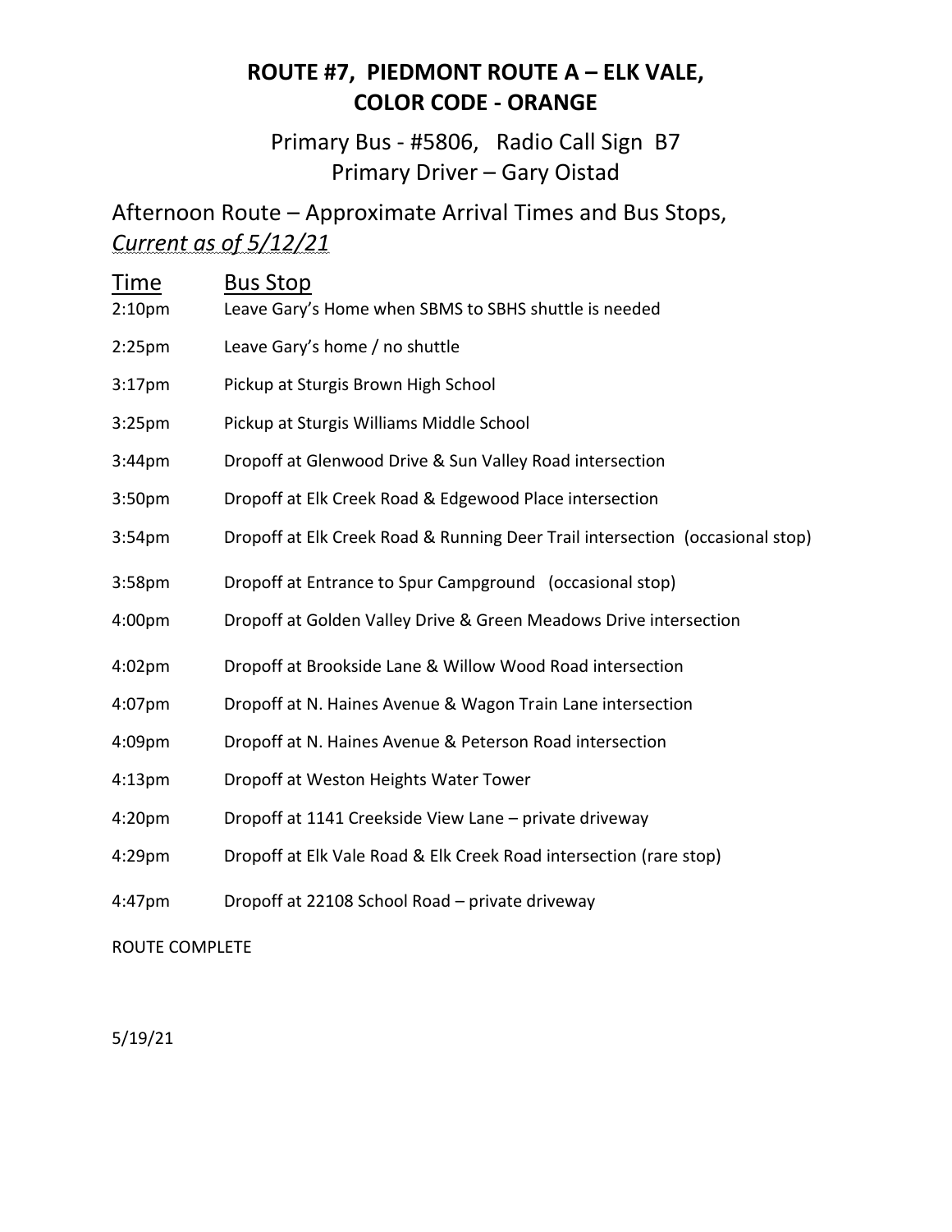# ROUTE #7, PIEDMONT ROUTE A – ELK VALE, COLOR CODE - ORANGE

Primary Bus - #5806, Radio Call Sign B7
Primary Driver – Gary Oistad

## Afternoon Route – Approximate Arrival Times and Bus Stops, *Current as of 5/12/21*

| Time | Bus Stop |
|---|---|
| 2:10pm | Leave Gary's Home when SBMS to SBHS shuttle is needed |
| 2:25pm | Leave Gary's home / no shuttle |
| 3:17pm | Pickup at Sturgis Brown High School |
| 3:25pm | Pickup at Sturgis Williams Middle School |
| 3:44pm | Dropoff at Glenwood Drive & Sun Valley Road intersection |
| 3:50pm | Dropoff at Elk Creek Road & Edgewood Place intersection |
| 3:54pm | Dropoff at Elk Creek Road & Running Deer Trail intersection (occasional stop) |
| 3:58pm | Dropoff at Entrance to Spur Campground (occasional stop) |
| 4:00pm | Dropoff at Golden Valley Drive & Green Meadows Drive intersection |
| 4:02pm | Dropoff at Brookside Lane & Willow Wood Road intersection |
| 4:07pm | Dropoff at N. Haines Avenue & Wagon Train Lane intersection |
| 4:09pm | Dropoff at N. Haines Avenue & Peterson Road intersection |
| 4:13pm | Dropoff at Weston Heights Water Tower |
| 4:20pm | Dropoff at 1141 Creekside View Lane – private driveway |
| 4:29pm | Dropoff at Elk Vale Road & Elk Creek Road intersection (rare stop) |
| 4:47pm | Dropoff at 22108 School Road – private driveway |

ROUTE COMPLETE

5/19/21